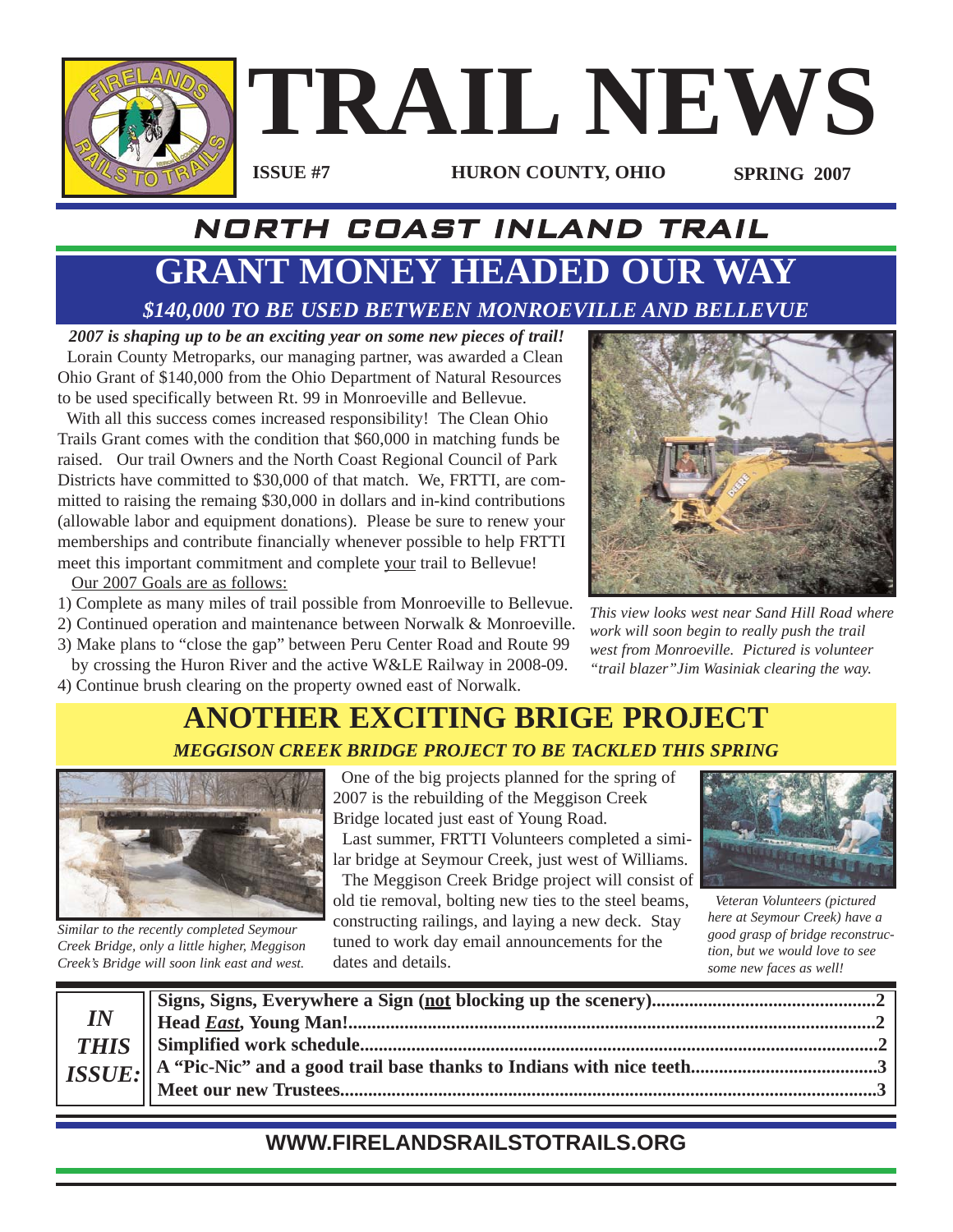# TRAIL NEWS

**ISSUE #7** **HURON COUNTY, OHIO** **SPRING 2007**

## NORTH COAST INLAND TRAIL

# GRANT MONEY HEADED OUR WAY

### *$140,000 TO BE USED BETWEEN MONROEVILLE AND BELLEVUE*

***2007 is shaping up to be an exciting year on some new pieces of trail!*** Lorain County Metroparks, our managing partner, was awarded a Clean Ohio Grant of $140,000 from the Ohio Department of Natural Resources to be used specifically between Rt. 99 in Monroeville and Bellevue.

With all this success comes increased responsibility! The Clean Ohio Trails Grant comes with the condition that $60,000 in matching funds be raised. Our trail Owners and the North Coast Regional Council of Park Districts have committed to $30,000 of that match. We, FRTTI, are committed to raising the remaing $30,000 in dollars and in-kind contributions (allowable labor and equipment donations). Please be sure to renew your memberships and contribute financially whenever possible to help FRTTI meet this important commitment and complete your trail to Bellevue!

Our 2007 Goals are as follows:

1) Complete as many miles of trail possible from Monroeville to Bellevue.
2) Continued operation and maintenance between Norwalk & Monroeville.
3) Make plans to "close the gap" between Peru Center Road and Route 99 by crossing the Huron River and the active W&LE Railway in 2008-09.
4) Continue brush clearing on the property owned east of Norwalk.

*This view looks west near Sand Hill Road where work will soon begin to really push the trail west from Monroeville. Pictured is volunteer "trail blazer" Jim Wasiniak clearing the way.*

# ANOTHER EXCITING BRIGE PROJECT

### *MEGGISON CREEK BRIDGE PROJECT TO BE TACKLED THIS SPRING*

*Similar to the recently completed Seymour Creek Bridge, only a little higher, Meggison Creek's Bridge will soon link east and west.*

One of the big projects planned for the spring of 2007 is the rebuilding of the Meggison Creek Bridge located just east of Young Road.

Last summer, FRTTI Volunteers completed a similar bridge at Seymour Creek, just west of Williams.

The Meggison Creek Bridge project will consist of old tie removal, bolting new ties to the steel beams, constructing railings, and laying a new deck. Stay tuned to work day email announcements for the dates and details.

*Veteran Volunteers (pictured here at Seymour Creek) have a good grasp of bridge reconstruction, but we would love to see some new faces as well!*

| *IN THIS ISSUE:* | |
|---|---|
| | **Signs, Signs, Everywhere a Sign (not blocking up the scenery)....2** |
| | **Head *East*, Young Man!....2** |
| | **Simplified work schedule....2** |
| | **A "Pic-Nic" and a good trail base thanks to Indians with nice teeth....3** |
| | **Meet our new Trustees....3** |

**WWW.FIRELANDSRAILSTOTRAILS.ORG**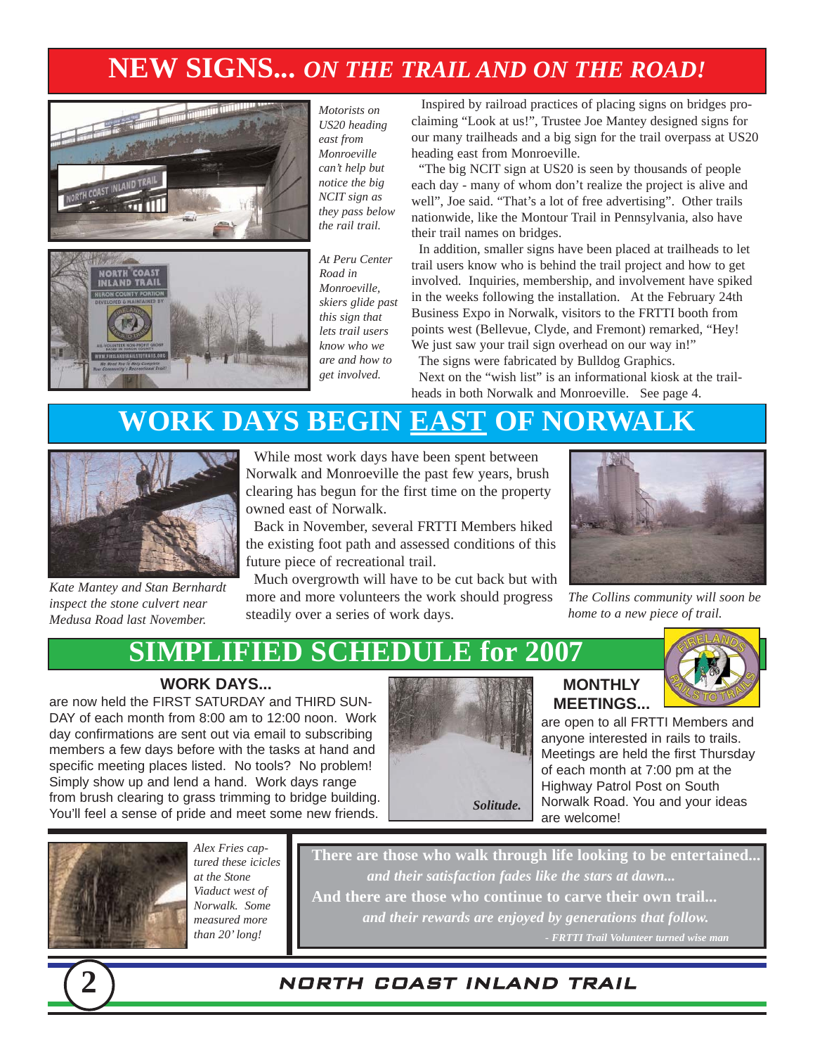# NEW SIGNS... *ON THE TRAIL AND ON THE ROAD!*

*Motorists on US20 heading east from Monroeville can't help but notice the big NCIT sign as they pass below the rail trail.*

*At Peru Center Road in Monroeville, skiers glide past this sign that lets trail users know who we are and how to get involved.*

Inspired by railroad practices of placing signs on bridges proclaiming "Look at us!", Trustee Joe Mantey designed signs for our many trailheads and a big sign for the trail overpass at US20 heading east from Monroeville.

"The big NCIT sign at US20 is seen by thousands of people each day - many of whom don't realize the project is alive and well", Joe said. "That's a lot of free advertising". Other trails nationwide, like the Montour Trail in Pennsylvania, also have their trail names on bridges.

In addition, smaller signs have been placed at trailheads to let trail users know who is behind the trail project and how to get involved. Inquiries, membership, and involvement have spiked in the weeks following the installation. At the February 24th Business Expo in Norwalk, visitors to the FRTTI booth from points west (Bellevue, Clyde, and Fremont) remarked, "Hey! We just saw your trail sign overhead on our way in!"

The signs were fabricated by Bulldog Graphics.

Next on the "wish list" is an informational kiosk at the trailheads in both Norwalk and Monroeville. See page 4.

# WORK DAYS BEGIN EAST OF NORWALK

*Kate Mantey and Stan Bernhardt inspect the stone culvert near Medusa Road last November.*

While most work days have been spent between Norwalk and Monroeville the past few years, brush clearing has begun for the first time on the property owned east of Norwalk.

Back in November, several FRTTI Members hiked the existing foot path and assessed conditions of this future piece of recreational trail.

Much overgrowth will have to be cut back but with more and more volunteers the work should progress steadily over a series of work days.

*The Collins community will soon be home to a new piece of trail.*

# SIMPLIFIED SCHEDULE for 2007

### WORK DAYS...

are now held the FIRST SATURDAY and THIRD SUNDAY of each month from 8:00 am to 12:00 noon. Work day confirmations are sent out via email to subscribing members a few days before with the tasks at hand and specific meeting places listed. No tools? No problem! Simply show up and lend a hand. Work days range from brush clearing to grass trimming to bridge building. You'll feel a sense of pride and meet some new friends.

***Solitude.***

### MONTHLY MEETINGS...

are open to all FRTTI Members and anyone interested in rails to trails. Meetings are held the first Thursday of each month at 7:00 pm at the Highway Patrol Post on South Norwalk Road. You and your ideas are welcome!

*Alex Fries captured these icicles at the Stone Viaduct west of Norwalk. Some measured more than 20' long!*

**There are those who walk through life looking to be entertained...**
***and their satisfaction fades like the stars at dawn...***
**And there are those who continue to carve their own trail...**
***and their rewards are enjoyed by generations that follow.***

***- FRTTI Trail Volunteer turned wise man***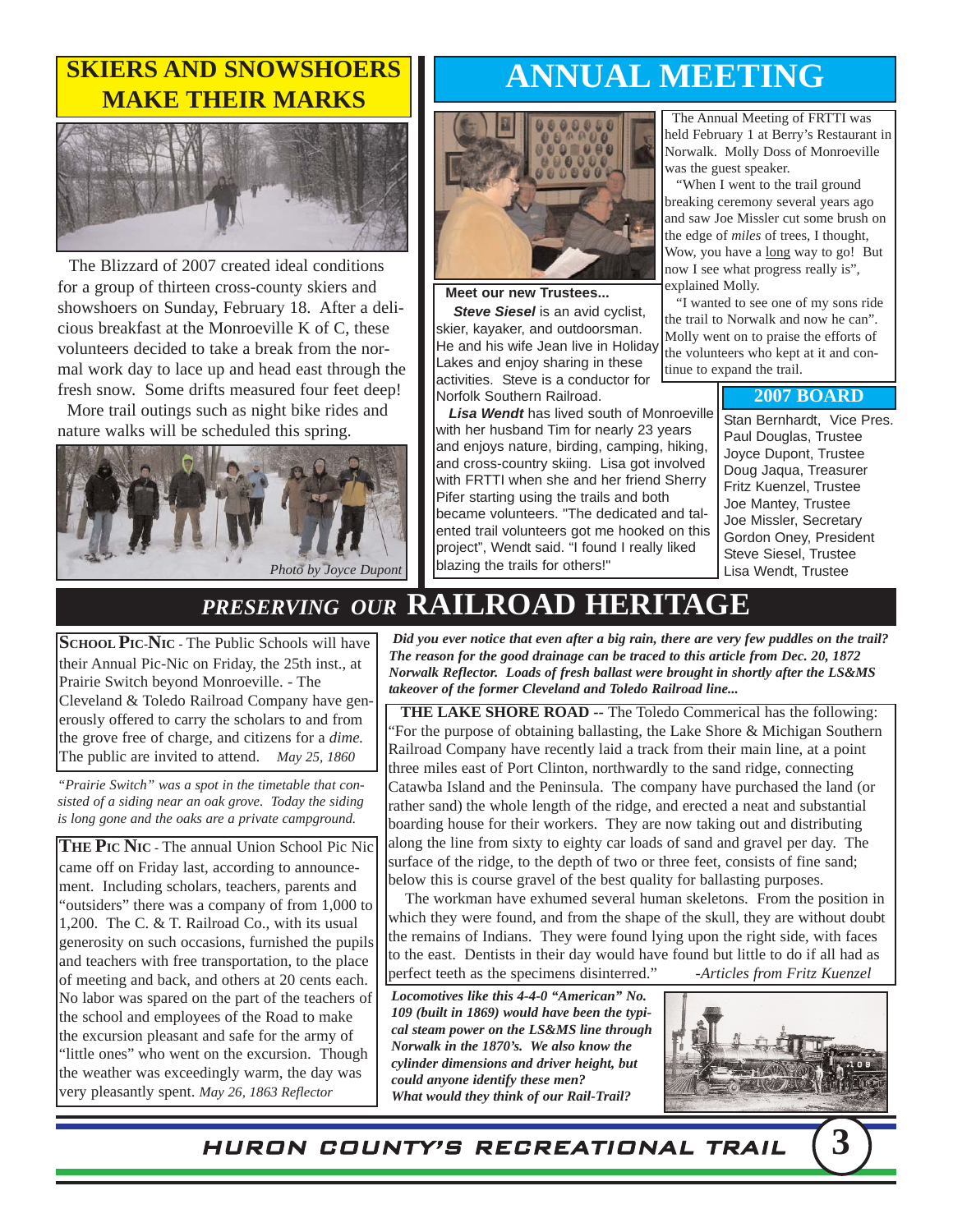## SKIERS AND SNOWSHOERS MAKE THEIR MARKS

The Blizzard of 2007 created ideal conditions for a group of thirteen cross-county skiers and showshoers on Sunday, February 18. After a delicious breakfast at the Monroeville K of C, these volunteers decided to take a break from the normal work day to lace up and head east through the fresh snow. Some drifts measured four feet deep!

More trail outings such as night bike rides and nature walks will be scheduled this spring.

*Photo by Joyce Dupont*

## ANNUAL MEETING

**Meet our new Trustees...**

***Steve Siesel*** is an avid cyclist, skier, kayaker, and outdoorsman. He and his wife Jean live in Holiday Lakes and enjoy sharing in these activities. Steve is a conductor for Norfolk Southern Railroad.

***Lisa Wendt*** has lived south of Monroeville with her husband Tim for nearly 23 years and enjoys nature, birding, camping, hiking, and cross-country skiing. Lisa got involved with FRTTI when she and her friend Sherry Pifer starting using the trails and both became volunteers. "The dedicated and talented trail volunteers got me hooked on this project", Wendt said. "I found I really liked blazing the trails for others!"

The Annual Meeting of FRTTI was held February 1 at Berry's Restaurant in Norwalk. Molly Doss of Monroeville was the guest speaker.

"When I went to the trail ground breaking ceremony several years ago and saw Joe Missler cut some brush on the edge of *miles* of trees, I thought, Wow, you have a long way to go! But now I see what progress really is", explained Molly.

"I wanted to see one of my sons ride the trail to Norwalk and now he can". Molly went on to praise the efforts of the volunteers who kept at it and continue to expand the trail.

### 2007 BOARD

Stan Bernhardt, Vice Pres.
Paul Douglas, Trustee
Joyce Dupont, Trustee
Doug Jaqua, Treasurer
Fritz Kuenzel, Trustee
Joe Mantey, Trustee
Joe Missler, Secretary
Gordon Oney, President
Steve Siesel, Trustee
Lisa Wendt, Trustee

## *PRESERVING OUR* RAILROAD HERITAGE

**SCHOOL PIC-NIC** - The Public Schools will have their Annual Pic-Nic on Friday, the 25th inst., at Prairie Switch beyond Monroeville. - The Cleveland & Toledo Railroad Company have generously offered to carry the scholars to and from the grove free of charge, and citizens for a *dime.* The public are invited to attend. *May 25, 1860*

*"Prairie Switch" was a spot in the timetable that consisted of a siding near an oak grove. Today the siding is long gone and the oaks are a private campground.*

**THE PIC NIC** - The annual Union School Pic Nic came off on Friday last, according to announcement. Including scholars, teachers, parents and "outsiders" there was a company of from 1,000 to 1,200. The C. & T. Railroad Co., with its usual generosity on such occasions, furnished the pupils and teachers with free transportation, to the place of meeting and back, and others at 20 cents each. No labor was spared on the part of the teachers of the school and employees of the Road to make the excursion pleasant and safe for the army of "little ones" who went on the excursion. Though the weather was exceedingly warm, the day was very pleasantly spent. *May 26, 1863 Reflector*

***Did you ever notice that even after a big rain, there are very few puddles on the trail? The reason for the good drainage can be traced to this article from Dec. 20, 1872 Norwalk Reflector. Loads of fresh ballast were brought in shortly after the LS&MS takeover of the former Cleveland and Toledo Railroad line...***

**THE LAKE SHORE ROAD --** The Toledo Commerical has the following: "For the purpose of obtaining ballasting, the Lake Shore & Michigan Southern Railroad Company have recently laid a track from their main line, at a point three miles east of Port Clinton, northwardly to the sand ridge, connecting Catawba Island and the Peninsula. The company have purchased the land (or rather sand) the whole length of the ridge, and erected a neat and substantial boarding house for their workers. They are now taking out and distributing along the line from sixty to eighty car loads of sand and gravel per day. The surface of the ridge, to the depth of two or three feet, consists of fine sand; below this is course gravel of the best quality for ballasting purposes.

The workman have exhumed several human skeletons. From the position in which they were found, and from the shape of the skull, they are without doubt the remains of Indians. They were found lying upon the right side, with faces to the east. Dentists in their day would have found but little to do if all had as perfect teeth as the specimens disinterred." *-Articles from Fritz Kuenzel*

***Locomotives like this 4-4-0 "American" No. 109 (built in 1869) would have been the typical steam power on the LS&MS line through Norwalk in the 1870's. We also know the cylinder dimensions and driver height, but could anyone identify these men? What would they think of our Rail-Trail?***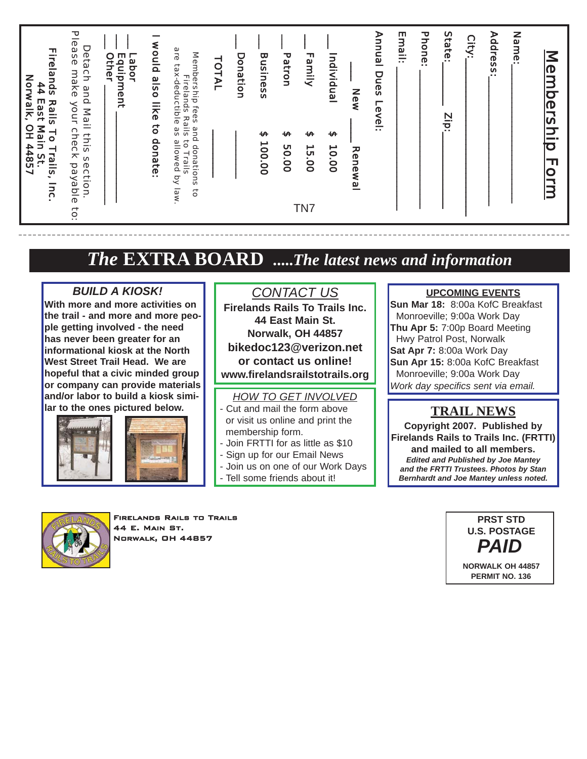## Membership Form

Name: ____________________

Address: ____________________

City: ____________________

State: ______ Zip: ______

Phone: ____________________

Email: ____________________

Annual Dues Level:

___ New ___ Renewal

___ Individual $ 10.00

___ Family $ 15.00

___ Patron $ 50.00

___ Business $ 100.00

___ Donation ______

TOTAL ______

TN7

Membership fees and donations to Firelands Rails to Trails are tax-deductible as allowed by law.

**I would also like to donate:**

___ Labor

___ Equipment ______

___ Other ______

Detach and Mail this section.

Please make your check payable to:

**Firelands Rails To Trails, Inc.**
**44 East Main St.**
**Norwalk, OH 44857**

---

# *The* EXTRA BOARD *.....The latest news and information*

### *BUILD A KIOSK!*

**With more and more activities on the trail - and more and more people getting involved - the need has never been greater for an informational kiosk at the North West Street Trail Head. We are hopeful that a civic minded group or company can provide materials and/or labor to build a kiosk similar to the ones pictured below.**

### *CONTACT US*

**Firelands Rails To Trails Inc.**
**44 East Main St.**
**Norwalk, OH 44857**
**bikedoc123@verizon.net**
**or contact us online!**
**www.firelandsrailstotrails.org**

### *HOW TO GET INVOLVED*

- Cut and mail the form above or visit us online and print the membership form.
- Join FRTTI for as little as $10
- Sign up for our Email News
- Join us on one of our Work Days
- Tell some friends about it!

### UPCOMING EVENTS

**Sun Mar 18:** 8:00a KofC Breakfast Monroeville; 9:00a Work Day
**Thu Apr 5:** 7:00p Board Meeting Hwy Patrol Post, Norwalk
**Sat Apr 7:** 8:00a Work Day
**Sun Apr 15:** 8:00a KofC Breakfast Monroeville; 9:00a Work Day
*Work day specifics sent via email.*

### TRAIL NEWS

**Copyright 2007. Published by Firelands Rails to Trails Inc. (FRTTI) and mailed to all members.**
***Edited and Published by Joe Mantey and the FRTTI Trustees. Photos by Stan Bernhardt and Joe Mantey unless noted.***

FIRELANDS RAILS TO TRAILS
44 E. MAIN ST.
NORWALK, OH 44857

PRST STD
U.S. POSTAGE
***PAID***
NORWALK OH 44857
PERMIT NO. 136